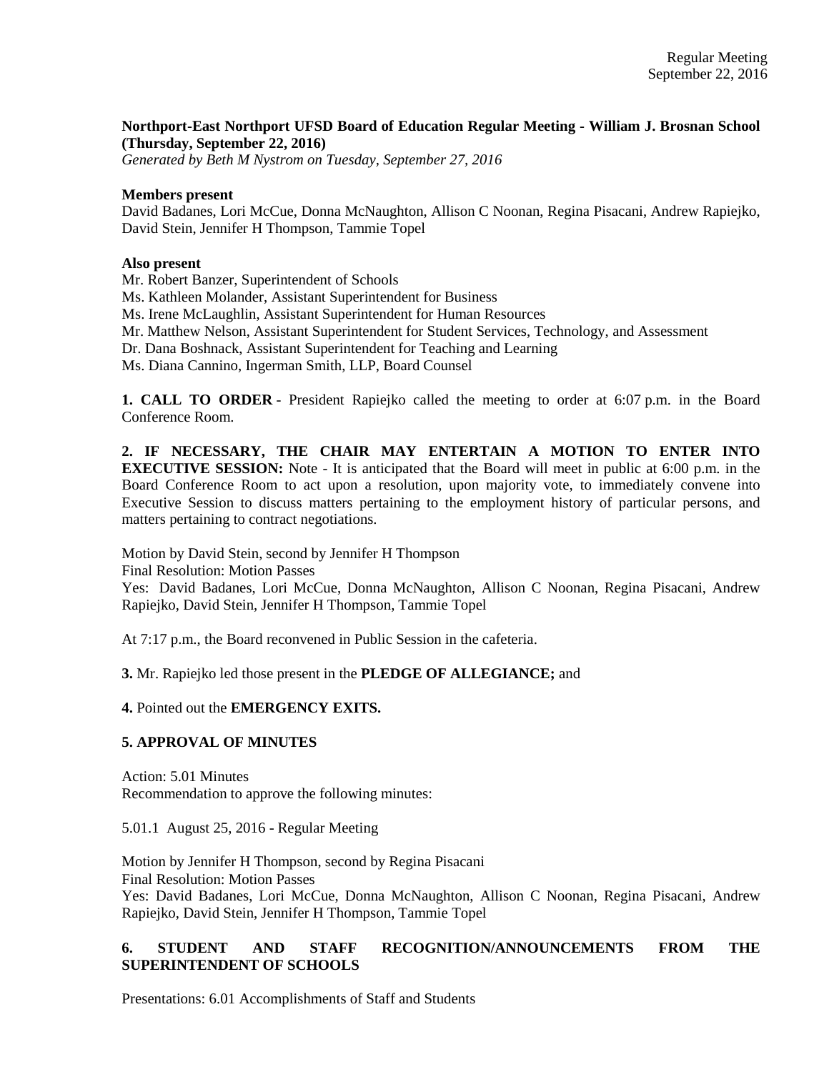**Northport-East Northport UFSD Board of Education Regular Meeting - William J. Brosnan School (Thursday, September 22, 2016)**
*Generated by Beth M Nystrom on Tuesday, September 27, 2016*

**Members present**
David Badanes, Lori McCue, Donna McNaughton, Allison C Noonan, Regina Pisacani, Andrew Rapiejko, David Stein, Jennifer H Thompson, Tammie Topel

**Also present**
Mr. Robert Banzer, Superintendent of Schools
Ms. Kathleen Molander, Assistant Superintendent for Business
Ms. Irene McLaughlin, Assistant Superintendent for Human Resources
Mr. Matthew Nelson, Assistant Superintendent for Student Services, Technology, and Assessment
Dr. Dana Boshnack, Assistant Superintendent for Teaching and Learning
Ms. Diana Cannino, Ingerman Smith, LLP, Board Counsel

**1. CALL TO ORDER** - President Rapiejko called the meeting to order at 6:07 p.m. in the Board Conference Room.

**2. IF NECESSARY, THE CHAIR MAY ENTERTAIN A MOTION TO ENTER INTO EXECUTIVE SESSION:** Note - It is anticipated that the Board will meet in public at 6:00 p.m. in the Board Conference Room to act upon a resolution, upon majority vote, to immediately convene into Executive Session to discuss matters pertaining to the employment history of particular persons, and matters pertaining to contract negotiations.

Motion by David Stein, second by Jennifer H Thompson
Final Resolution: Motion Passes
Yes: David Badanes, Lori McCue, Donna McNaughton, Allison C Noonan, Regina Pisacani, Andrew Rapiejko, David Stein, Jennifer H Thompson, Tammie Topel

At 7:17 p.m., the Board reconvened in Public Session in the cafeteria.

**3.** Mr. Rapiejko led those present in the **PLEDGE OF ALLEGIANCE;** and

**4.** Pointed out the **EMERGENCY EXITS.**

**5. APPROVAL OF MINUTES**

Action: 5.01 Minutes
Recommendation to approve the following minutes:

5.01.1 August 25, 2016 - Regular Meeting

Motion by Jennifer H Thompson, second by Regina Pisacani
Final Resolution: Motion Passes
Yes: David Badanes, Lori McCue, Donna McNaughton, Allison C Noonan, Regina Pisacani, Andrew Rapiejko, David Stein, Jennifer H Thompson, Tammie Topel

**6. STUDENT AND STAFF RECOGNITION/ANNOUNCEMENTS FROM THE SUPERINTENDENT OF SCHOOLS**

Presentations: 6.01 Accomplishments of Staff and Students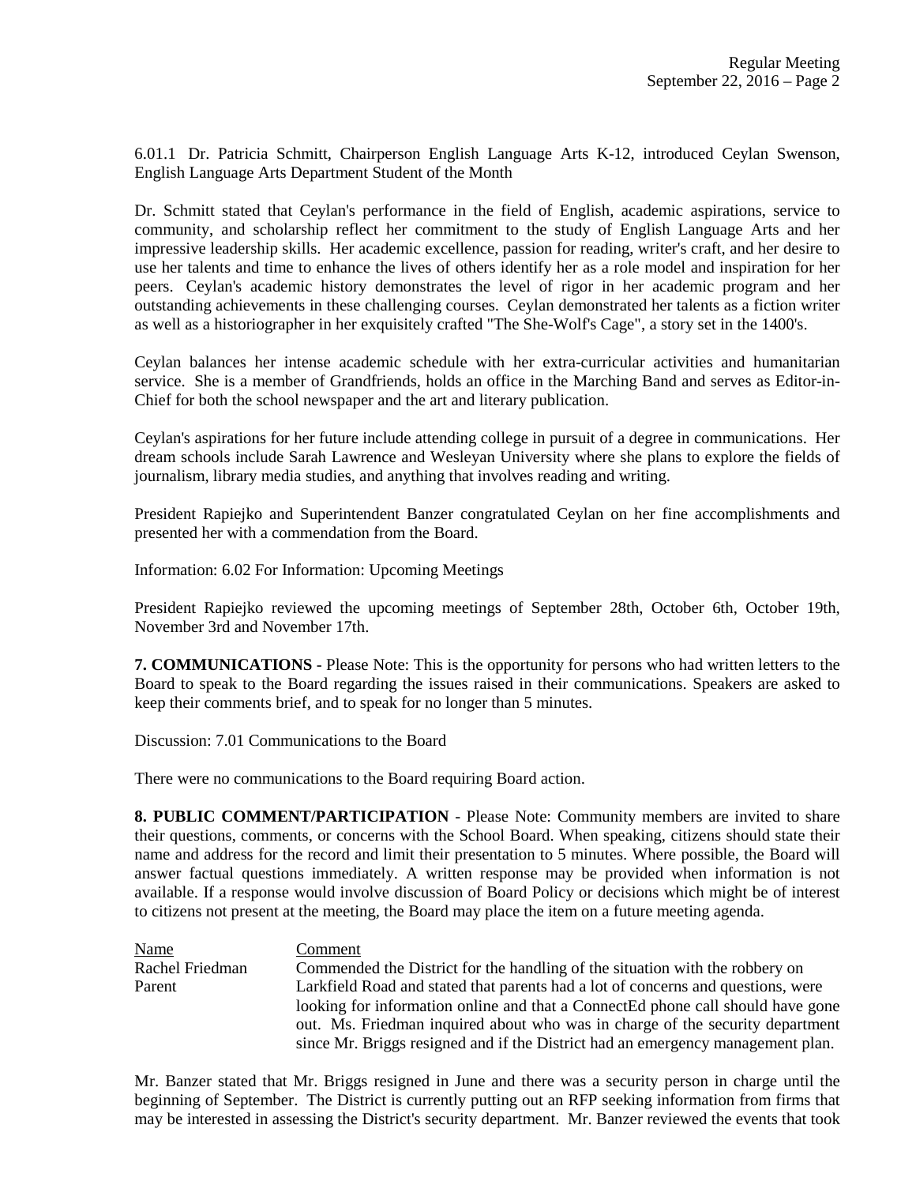6.01.1 Dr. Patricia Schmitt, Chairperson English Language Arts K-12, introduced Ceylan Swenson, English Language Arts Department Student of the Month

Dr. Schmitt stated that Ceylan's performance in the field of English, academic aspirations, service to community, and scholarship reflect her commitment to the study of English Language Arts and her impressive leadership skills. Her academic excellence, passion for reading, writer's craft, and her desire to use her talents and time to enhance the lives of others identify her as a role model and inspiration for her peers. Ceylan's academic history demonstrates the level of rigor in her academic program and her outstanding achievements in these challenging courses. Ceylan demonstrated her talents as a fiction writer as well as a historiographer in her exquisitely crafted "The She-Wolf's Cage", a story set in the 1400's.

Ceylan balances her intense academic schedule with her extra-curricular activities and humanitarian service. She is a member of Grandfriends, holds an office in the Marching Band and serves as Editor-in-Chief for both the school newspaper and the art and literary publication.

Ceylan's aspirations for her future include attending college in pursuit of a degree in communications. Her dream schools include Sarah Lawrence and Wesleyan University where she plans to explore the fields of journalism, library media studies, and anything that involves reading and writing.

President Rapiejko and Superintendent Banzer congratulated Ceylan on her fine accomplishments and presented her with a commendation from the Board.

Information: 6.02 For Information: Upcoming Meetings

President Rapiejko reviewed the upcoming meetings of September 28th, October 6th, October 19th, November 3rd and November 17th.

**7. COMMUNICATIONS** - Please Note: This is the opportunity for persons who had written letters to the Board to speak to the Board regarding the issues raised in their communications. Speakers are asked to keep their comments brief, and to speak for no longer than 5 minutes.

Discussion: 7.01 Communications to the Board

There were no communications to the Board requiring Board action.

**8. PUBLIC COMMENT/PARTICIPATION** - Please Note: Community members are invited to share their questions, comments, or concerns with the School Board. When speaking, citizens should state their name and address for the record and limit their presentation to 5 minutes. Where possible, the Board will answer factual questions immediately. A written response may be provided when information is not available. If a response would involve discussion of Board Policy or decisions which might be of interest to citizens not present at the meeting, the Board may place the item on a future meeting agenda.

| Name | Comment |
|---|---|
| Rachel Friedman Parent | Commended the District for the handling of the situation with the robbery on Larkfield Road and stated that parents had a lot of concerns and questions, were looking for information online and that a ConnectEd phone call should have gone out. Ms. Friedman inquired about who was in charge of the security department since Mr. Briggs resigned and if the District had an emergency management plan. |

Mr. Banzer stated that Mr. Briggs resigned in June and there was a security person in charge until the beginning of September. The District is currently putting out an RFP seeking information from firms that may be interested in assessing the District's security department. Mr. Banzer reviewed the events that took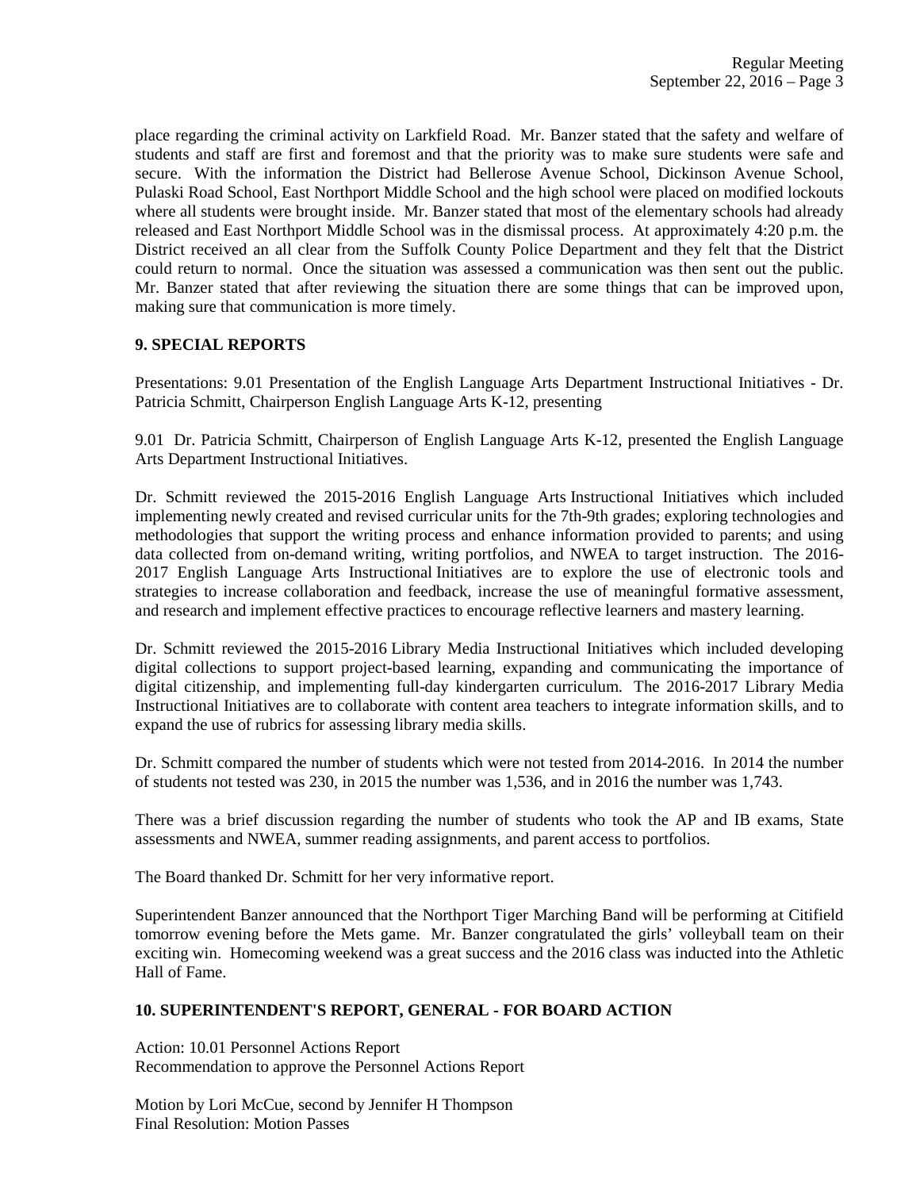place regarding the criminal activity on Larkfield Road. Mr. Banzer stated that the safety and welfare of students and staff are first and foremost and that the priority was to make sure students were safe and secure. With the information the District had Bellerose Avenue School, Dickinson Avenue School, Pulaski Road School, East Northport Middle School and the high school were placed on modified lockouts where all students were brought inside. Mr. Banzer stated that most of the elementary schools had already released and East Northport Middle School was in the dismissal process. At approximately 4:20 p.m. the District received an all clear from the Suffolk County Police Department and they felt that the District could return to normal. Once the situation was assessed a communication was then sent out the public. Mr. Banzer stated that after reviewing the situation there are some things that can be improved upon, making sure that communication is more timely.

**9. SPECIAL REPORTS**

Presentations: 9.01 Presentation of the English Language Arts Department Instructional Initiatives - Dr. Patricia Schmitt, Chairperson English Language Arts K-12, presenting

9.01 Dr. Patricia Schmitt, Chairperson of English Language Arts K-12, presented the English Language Arts Department Instructional Initiatives.

Dr. Schmitt reviewed the 2015-2016 English Language Arts Instructional Initiatives which included implementing newly created and revised curricular units for the 7th-9th grades; exploring technologies and methodologies that support the writing process and enhance information provided to parents; and using data collected from on-demand writing, writing portfolios, and NWEA to target instruction. The 2016-2017 English Language Arts Instructional Initiatives are to explore the use of electronic tools and strategies to increase collaboration and feedback, increase the use of meaningful formative assessment, and research and implement effective practices to encourage reflective learners and mastery learning.

Dr. Schmitt reviewed the 2015-2016 Library Media Instructional Initiatives which included developing digital collections to support project-based learning, expanding and communicating the importance of digital citizenship, and implementing full-day kindergarten curriculum. The 2016-2017 Library Media Instructional Initiatives are to collaborate with content area teachers to integrate information skills, and to expand the use of rubrics for assessing library media skills.

Dr. Schmitt compared the number of students which were not tested from 2014-2016. In 2014 the number of students not tested was 230, in 2015 the number was 1,536, and in 2016 the number was 1,743.

There was a brief discussion regarding the number of students who took the AP and IB exams, State assessments and NWEA, summer reading assignments, and parent access to portfolios.

The Board thanked Dr. Schmitt for her very informative report.

Superintendent Banzer announced that the Northport Tiger Marching Band will be performing at Citifield tomorrow evening before the Mets game. Mr. Banzer congratulated the girls' volleyball team on their exciting win. Homecoming weekend was a great success and the 2016 class was inducted into the Athletic Hall of Fame.

**10. SUPERINTENDENT'S REPORT, GENERAL - FOR BOARD ACTION**

Action: 10.01 Personnel Actions Report
Recommendation to approve the Personnel Actions Report

Motion by Lori McCue, second by Jennifer H Thompson
Final Resolution: Motion Passes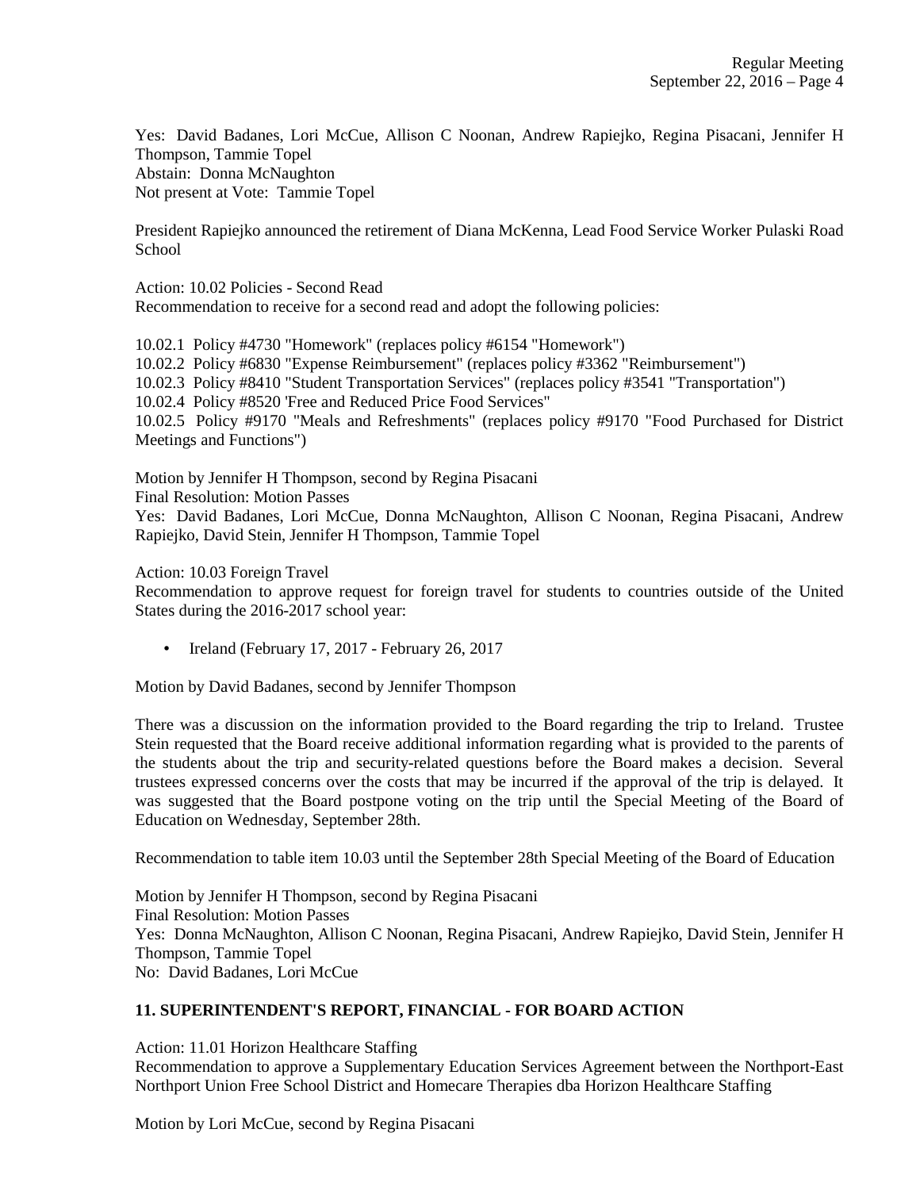Yes: David Badanes, Lori McCue, Allison C Noonan, Andrew Rapiejko, Regina Pisacani, Jennifer H Thompson, Tammie Topel
Abstain: Donna McNaughton
Not present at Vote: Tammie Topel

President Rapiejko announced the retirement of Diana McKenna, Lead Food Service Worker Pulaski Road School

Action: 10.02 Policies - Second Read
Recommendation to receive for a second read and adopt the following policies:

10.02.1 Policy #4730 "Homework" (replaces policy #6154 "Homework")
10.02.2 Policy #6830 "Expense Reimbursement" (replaces policy #3362 "Reimbursement")
10.02.3 Policy #8410 "Student Transportation Services" (replaces policy #3541 "Transportation")
10.02.4 Policy #8520 'Free and Reduced Price Food Services"
10.02.5 Policy #9170 "Meals and Refreshments" (replaces policy #9170 "Food Purchased for District Meetings and Functions")

Motion by Jennifer H Thompson, second by Regina Pisacani
Final Resolution: Motion Passes
Yes: David Badanes, Lori McCue, Donna McNaughton, Allison C Noonan, Regina Pisacani, Andrew Rapiejko, David Stein, Jennifer H Thompson, Tammie Topel

Action: 10.03 Foreign Travel
Recommendation to approve request for foreign travel for students to countries outside of the United States during the 2016-2017 school year:

- Ireland (February 17, 2017 - February 26, 2017

Motion by David Badanes, second by Jennifer Thompson

There was a discussion on the information provided to the Board regarding the trip to Ireland. Trustee Stein requested that the Board receive additional information regarding what is provided to the parents of the students about the trip and security-related questions before the Board makes a decision. Several trustees expressed concerns over the costs that may be incurred if the approval of the trip is delayed. It was suggested that the Board postpone voting on the trip until the Special Meeting of the Board of Education on Wednesday, September 28th.

Recommendation to table item 10.03 until the September 28th Special Meeting of the Board of Education

Motion by Jennifer H Thompson, second by Regina Pisacani
Final Resolution: Motion Passes
Yes: Donna McNaughton, Allison C Noonan, Regina Pisacani, Andrew Rapiejko, David Stein, Jennifer H Thompson, Tammie Topel
No: David Badanes, Lori McCue

## 11. SUPERINTENDENT'S REPORT, FINANCIAL - FOR BOARD ACTION

Action: 11.01 Horizon Healthcare Staffing
Recommendation to approve a Supplementary Education Services Agreement between the Northport-East Northport Union Free School District and Homecare Therapies dba Horizon Healthcare Staffing

Motion by Lori McCue, second by Regina Pisacani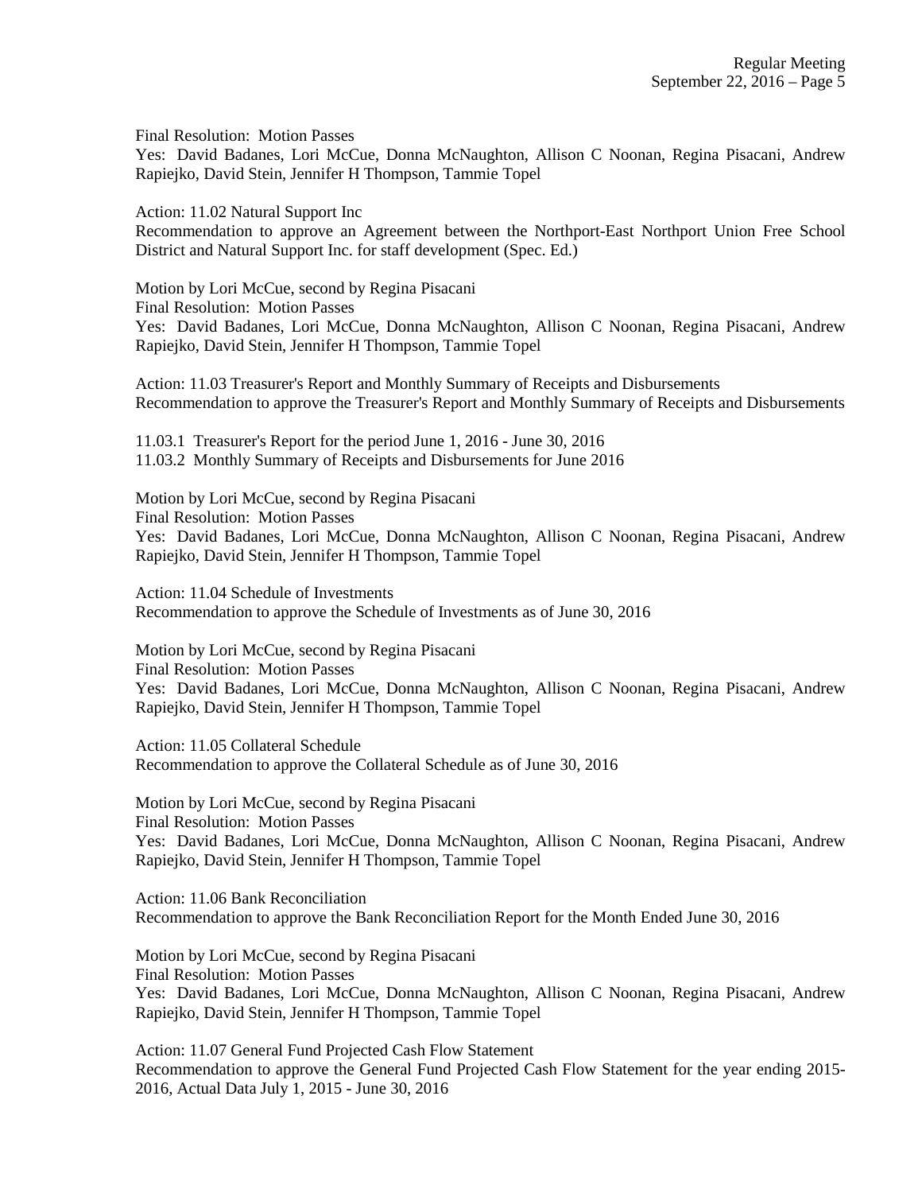Final Resolution: Motion Passes
Yes: David Badanes, Lori McCue, Donna McNaughton, Allison C Noonan, Regina Pisacani, Andrew Rapiejko, David Stein, Jennifer H Thompson, Tammie Topel

Action: 11.02 Natural Support Inc
Recommendation to approve an Agreement between the Northport-East Northport Union Free School District and Natural Support Inc. for staff development (Spec. Ed.)

Motion by Lori McCue, second by Regina Pisacani
Final Resolution: Motion Passes
Yes: David Badanes, Lori McCue, Donna McNaughton, Allison C Noonan, Regina Pisacani, Andrew Rapiejko, David Stein, Jennifer H Thompson, Tammie Topel

Action: 11.03 Treasurer's Report and Monthly Summary of Receipts and Disbursements
Recommendation to approve the Treasurer's Report and Monthly Summary of Receipts and Disbursements

11.03.1 Treasurer's Report for the period June 1, 2016 - June 30, 2016
11.03.2 Monthly Summary of Receipts and Disbursements for June 2016

Motion by Lori McCue, second by Regina Pisacani
Final Resolution: Motion Passes
Yes: David Badanes, Lori McCue, Donna McNaughton, Allison C Noonan, Regina Pisacani, Andrew Rapiejko, David Stein, Jennifer H Thompson, Tammie Topel

Action: 11.04 Schedule of Investments
Recommendation to approve the Schedule of Investments as of June 30, 2016

Motion by Lori McCue, second by Regina Pisacani
Final Resolution: Motion Passes
Yes: David Badanes, Lori McCue, Donna McNaughton, Allison C Noonan, Regina Pisacani, Andrew Rapiejko, David Stein, Jennifer H Thompson, Tammie Topel

Action: 11.05 Collateral Schedule
Recommendation to approve the Collateral Schedule as of June 30, 2016

Motion by Lori McCue, second by Regina Pisacani
Final Resolution: Motion Passes
Yes: David Badanes, Lori McCue, Donna McNaughton, Allison C Noonan, Regina Pisacani, Andrew Rapiejko, David Stein, Jennifer H Thompson, Tammie Topel

Action: 11.06 Bank Reconciliation
Recommendation to approve the Bank Reconciliation Report for the Month Ended June 30, 2016

Motion by Lori McCue, second by Regina Pisacani
Final Resolution: Motion Passes
Yes: David Badanes, Lori McCue, Donna McNaughton, Allison C Noonan, Regina Pisacani, Andrew Rapiejko, David Stein, Jennifer H Thompson, Tammie Topel

Action: 11.07 General Fund Projected Cash Flow Statement
Recommendation to approve the General Fund Projected Cash Flow Statement for the year ending 2015-2016, Actual Data July 1, 2015 - June 30, 2016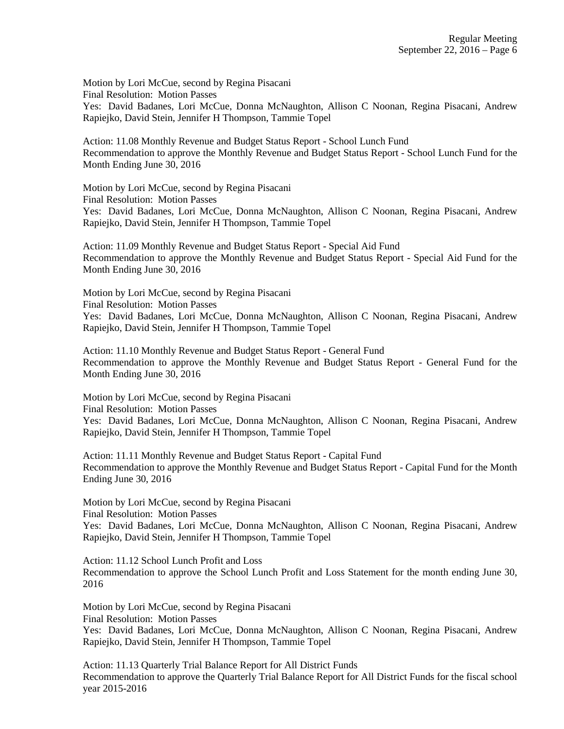Motion by Lori McCue, second by Regina Pisacani
Final Resolution: Motion Passes
Yes: David Badanes, Lori McCue, Donna McNaughton, Allison C Noonan, Regina Pisacani, Andrew Rapiejko, David Stein, Jennifer H Thompson, Tammie Topel

Action: 11.08 Monthly Revenue and Budget Status Report - School Lunch Fund
Recommendation to approve the Monthly Revenue and Budget Status Report - School Lunch Fund for the Month Ending June 30, 2016

Motion by Lori McCue, second by Regina Pisacani
Final Resolution: Motion Passes
Yes: David Badanes, Lori McCue, Donna McNaughton, Allison C Noonan, Regina Pisacani, Andrew Rapiejko, David Stein, Jennifer H Thompson, Tammie Topel

Action: 11.09 Monthly Revenue and Budget Status Report - Special Aid Fund
Recommendation to approve the Monthly Revenue and Budget Status Report - Special Aid Fund for the Month Ending June 30, 2016

Motion by Lori McCue, second by Regina Pisacani
Final Resolution: Motion Passes
Yes: David Badanes, Lori McCue, Donna McNaughton, Allison C Noonan, Regina Pisacani, Andrew Rapiejko, David Stein, Jennifer H Thompson, Tammie Topel

Action: 11.10 Monthly Revenue and Budget Status Report - General Fund
Recommendation to approve the Monthly Revenue and Budget Status Report - General Fund for the Month Ending June 30, 2016

Motion by Lori McCue, second by Regina Pisacani
Final Resolution: Motion Passes
Yes: David Badanes, Lori McCue, Donna McNaughton, Allison C Noonan, Regina Pisacani, Andrew Rapiejko, David Stein, Jennifer H Thompson, Tammie Topel

Action: 11.11 Monthly Revenue and Budget Status Report - Capital Fund
Recommendation to approve the Monthly Revenue and Budget Status Report - Capital Fund for the Month Ending June 30, 2016

Motion by Lori McCue, second by Regina Pisacani
Final Resolution: Motion Passes
Yes: David Badanes, Lori McCue, Donna McNaughton, Allison C Noonan, Regina Pisacani, Andrew Rapiejko, David Stein, Jennifer H Thompson, Tammie Topel

Action: 11.12 School Lunch Profit and Loss
Recommendation to approve the School Lunch Profit and Loss Statement for the month ending June 30, 2016

Motion by Lori McCue, second by Regina Pisacani
Final Resolution: Motion Passes
Yes: David Badanes, Lori McCue, Donna McNaughton, Allison C Noonan, Regina Pisacani, Andrew Rapiejko, David Stein, Jennifer H Thompson, Tammie Topel

Action: 11.13 Quarterly Trial Balance Report for All District Funds
Recommendation to approve the Quarterly Trial Balance Report for All District Funds for the fiscal school year 2015-2016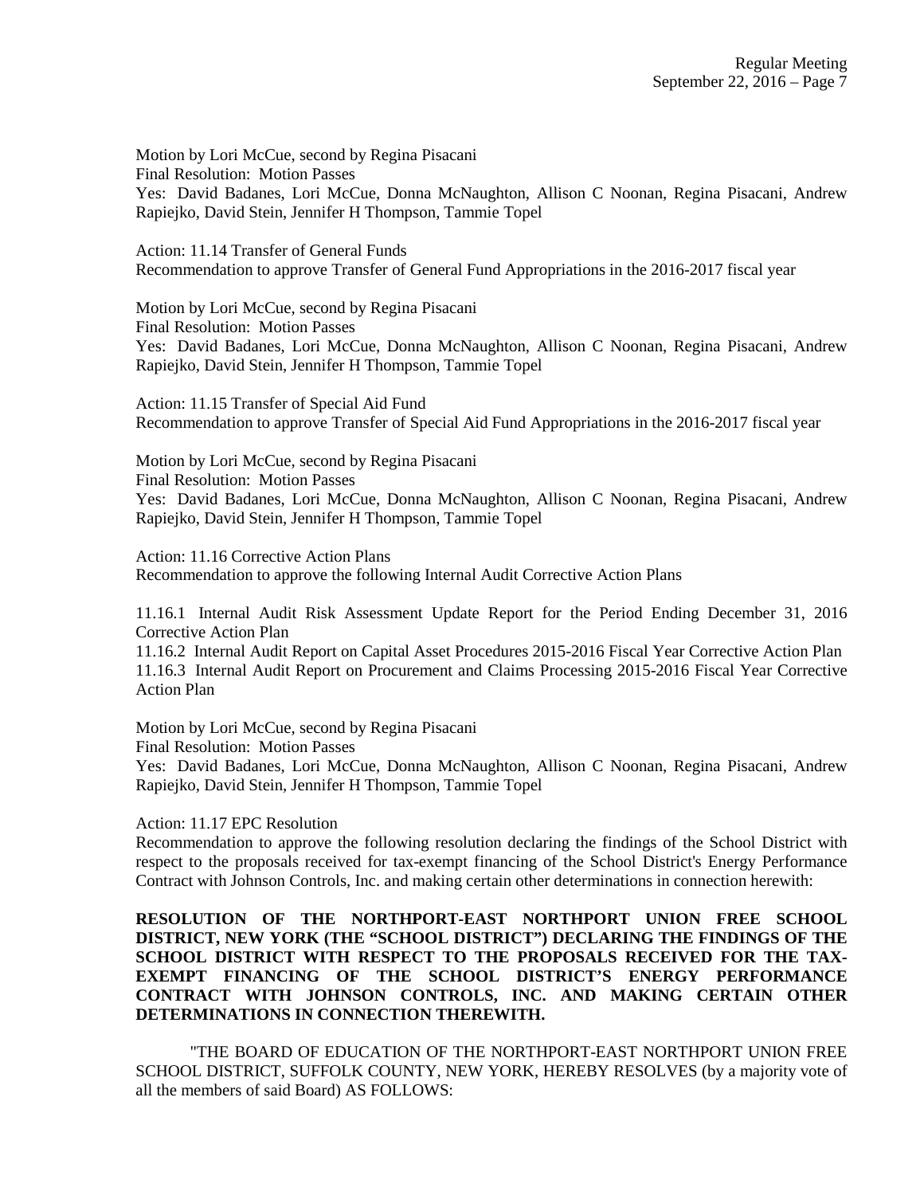Motion by Lori McCue, second by Regina Pisacani
Final Resolution: Motion Passes
Yes: David Badanes, Lori McCue, Donna McNaughton, Allison C Noonan, Regina Pisacani, Andrew Rapiejko, David Stein, Jennifer H Thompson, Tammie Topel

Action: 11.14 Transfer of General Funds
Recommendation to approve Transfer of General Fund Appropriations in the 2016-2017 fiscal year

Motion by Lori McCue, second by Regina Pisacani
Final Resolution: Motion Passes
Yes: David Badanes, Lori McCue, Donna McNaughton, Allison C Noonan, Regina Pisacani, Andrew Rapiejko, David Stein, Jennifer H Thompson, Tammie Topel

Action: 11.15 Transfer of Special Aid Fund
Recommendation to approve Transfer of Special Aid Fund Appropriations in the 2016-2017 fiscal year

Motion by Lori McCue, second by Regina Pisacani
Final Resolution: Motion Passes
Yes: David Badanes, Lori McCue, Donna McNaughton, Allison C Noonan, Regina Pisacani, Andrew Rapiejko, David Stein, Jennifer H Thompson, Tammie Topel

Action: 11.16 Corrective Action Plans
Recommendation to approve the following Internal Audit Corrective Action Plans

11.16.1 Internal Audit Risk Assessment Update Report for the Period Ending December 31, 2016 Corrective Action Plan
11.16.2 Internal Audit Report on Capital Asset Procedures 2015-2016 Fiscal Year Corrective Action Plan
11.16.3 Internal Audit Report on Procurement and Claims Processing 2015-2016 Fiscal Year Corrective Action Plan

Motion by Lori McCue, second by Regina Pisacani
Final Resolution: Motion Passes
Yes: David Badanes, Lori McCue, Donna McNaughton, Allison C Noonan, Regina Pisacani, Andrew Rapiejko, David Stein, Jennifer H Thompson, Tammie Topel

Action: 11.17 EPC Resolution
Recommendation to approve the following resolution declaring the findings of the School District with respect to the proposals received for tax-exempt financing of the School District's Energy Performance Contract with Johnson Controls, Inc. and making certain other determinations in connection herewith:

**RESOLUTION OF THE NORTHPORT-EAST NORTHPORT UNION FREE SCHOOL DISTRICT, NEW YORK (THE "SCHOOL DISTRICT") DECLARING THE FINDINGS OF THE SCHOOL DISTRICT WITH RESPECT TO THE PROPOSALS RECEIVED FOR THE TAX-EXEMPT FINANCING OF THE SCHOOL DISTRICT'S ENERGY PERFORMANCE CONTRACT WITH JOHNSON CONTROLS, INC. AND MAKING CERTAIN OTHER DETERMINATIONS IN CONNECTION THEREWITH.**

"THE BOARD OF EDUCATION OF THE NORTHPORT-EAST NORTHPORT UNION FREE SCHOOL DISTRICT, SUFFOLK COUNTY, NEW YORK, HEREBY RESOLVES (by a majority vote of all the members of said Board) AS FOLLOWS: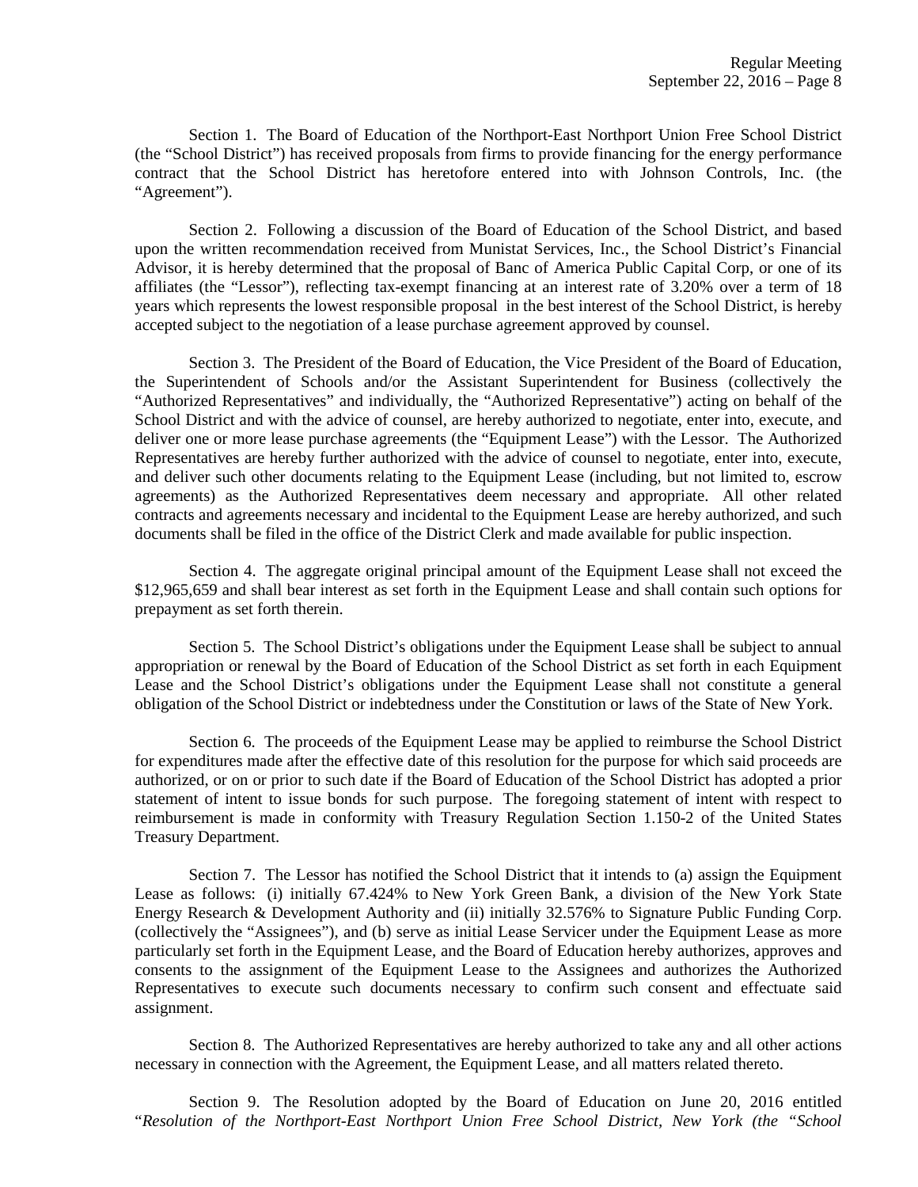Section 1. The Board of Education of the Northport-East Northport Union Free School District (the "School District") has received proposals from firms to provide financing for the energy performance contract that the School District has heretofore entered into with Johnson Controls, Inc. (the "Agreement").

Section 2. Following a discussion of the Board of Education of the School District, and based upon the written recommendation received from Munistat Services, Inc., the School District's Financial Advisor, it is hereby determined that the proposal of Banc of America Public Capital Corp, or one of its affiliates (the "Lessor"), reflecting tax-exempt financing at an interest rate of 3.20% over a term of 18 years which represents the lowest responsible proposal in the best interest of the School District, is hereby accepted subject to the negotiation of a lease purchase agreement approved by counsel.

Section 3. The President of the Board of Education, the Vice President of the Board of Education, the Superintendent of Schools and/or the Assistant Superintendent for Business (collectively the "Authorized Representatives" and individually, the "Authorized Representative") acting on behalf of the School District and with the advice of counsel, are hereby authorized to negotiate, enter into, execute, and deliver one or more lease purchase agreements (the "Equipment Lease") with the Lessor. The Authorized Representatives are hereby further authorized with the advice of counsel to negotiate, enter into, execute, and deliver such other documents relating to the Equipment Lease (including, but not limited to, escrow agreements) as the Authorized Representatives deem necessary and appropriate. All other related contracts and agreements necessary and incidental to the Equipment Lease are hereby authorized, and such documents shall be filed in the office of the District Clerk and made available for public inspection.

Section 4. The aggregate original principal amount of the Equipment Lease shall not exceed the $12,965,659 and shall bear interest as set forth in the Equipment Lease and shall contain such options for prepayment as set forth therein.

Section 5. The School District's obligations under the Equipment Lease shall be subject to annual appropriation or renewal by the Board of Education of the School District as set forth in each Equipment Lease and the School District's obligations under the Equipment Lease shall not constitute a general obligation of the School District or indebtedness under the Constitution or laws of the State of New York.

Section 6. The proceeds of the Equipment Lease may be applied to reimburse the School District for expenditures made after the effective date of this resolution for the purpose for which said proceeds are authorized, or on or prior to such date if the Board of Education of the School District has adopted a prior statement of intent to issue bonds for such purpose. The foregoing statement of intent with respect to reimbursement is made in conformity with Treasury Regulation Section 1.150-2 of the United States Treasury Department.

Section 7. The Lessor has notified the School District that it intends to (a) assign the Equipment Lease as follows: (i) initially 67.424% to New York Green Bank, a division of the New York State Energy Research & Development Authority and (ii) initially 32.576% to Signature Public Funding Corp. (collectively the "Assignees"), and (b) serve as initial Lease Servicer under the Equipment Lease as more particularly set forth in the Equipment Lease, and the Board of Education hereby authorizes, approves and consents to the assignment of the Equipment Lease to the Assignees and authorizes the Authorized Representatives to execute such documents necessary to confirm such consent and effectuate said assignment.

Section 8. The Authorized Representatives are hereby authorized to take any and all other actions necessary in connection with the Agreement, the Equipment Lease, and all matters related thereto.

Section 9. The Resolution adopted by the Board of Education on June 20, 2016 entitled "*Resolution of the Northport-East Northport Union Free School District, New York (the "School*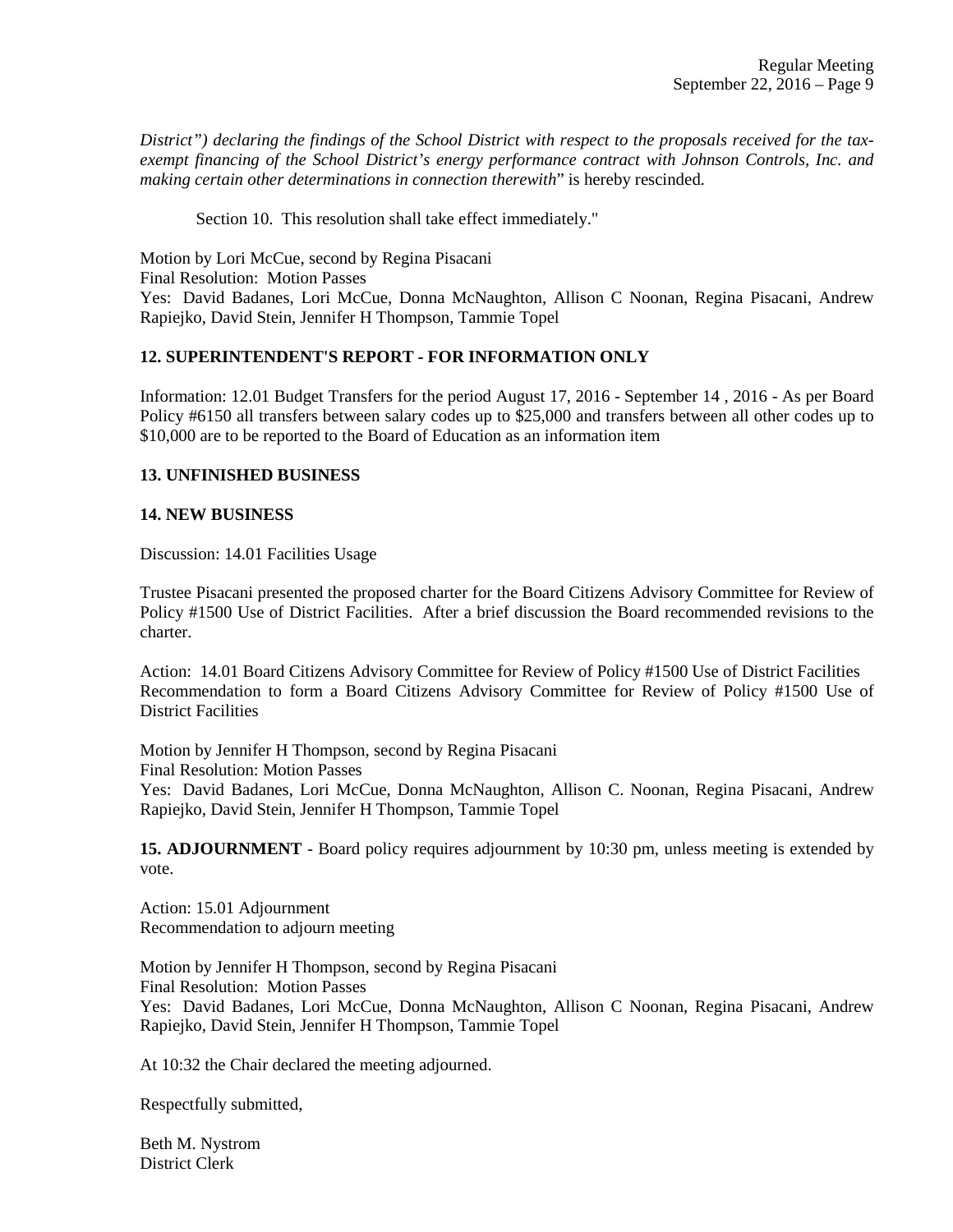*District") declaring the findings of the School District with respect to the proposals received for the tax-exempt financing of the School District's energy performance contract with Johnson Controls, Inc. and making certain other determinations in connection therewith*" is hereby rescinded.

Section 10. This resolution shall take effect immediately."

Motion by Lori McCue, second by Regina Pisacani
Final Resolution: Motion Passes
Yes: David Badanes, Lori McCue, Donna McNaughton, Allison C Noonan, Regina Pisacani, Andrew Rapiejko, David Stein, Jennifer H Thompson, Tammie Topel

**12. SUPERINTENDENT'S REPORT - FOR INFORMATION ONLY**

Information: 12.01 Budget Transfers for the period August 17, 2016 - September 14 , 2016 - As per Board Policy #6150 all transfers between salary codes up to $25,000 and transfers between all other codes up to $10,000 are to be reported to the Board of Education as an information item

**13. UNFINISHED BUSINESS**

**14. NEW BUSINESS**

Discussion: 14.01 Facilities Usage

Trustee Pisacani presented the proposed charter for the Board Citizens Advisory Committee for Review of Policy #1500 Use of District Facilities. After a brief discussion the Board recommended revisions to the charter.

Action: 14.01 Board Citizens Advisory Committee for Review of Policy #1500 Use of District Facilities
Recommendation to form a Board Citizens Advisory Committee for Review of Policy #1500 Use of District Facilities

Motion by Jennifer H Thompson, second by Regina Pisacani
Final Resolution: Motion Passes
Yes: David Badanes, Lori McCue, Donna McNaughton, Allison C. Noonan, Regina Pisacani, Andrew Rapiejko, David Stein, Jennifer H Thompson, Tammie Topel

**15. ADJOURNMENT** - Board policy requires adjournment by 10:30 pm, unless meeting is extended by vote.

Action: 15.01 Adjournment
Recommendation to adjourn meeting

Motion by Jennifer H Thompson, second by Regina Pisacani
Final Resolution: Motion Passes
Yes: David Badanes, Lori McCue, Donna McNaughton, Allison C Noonan, Regina Pisacani, Andrew Rapiejko, David Stein, Jennifer H Thompson, Tammie Topel

At 10:32 the Chair declared the meeting adjourned.

Respectfully submitted,

Beth M. Nystrom
District Clerk